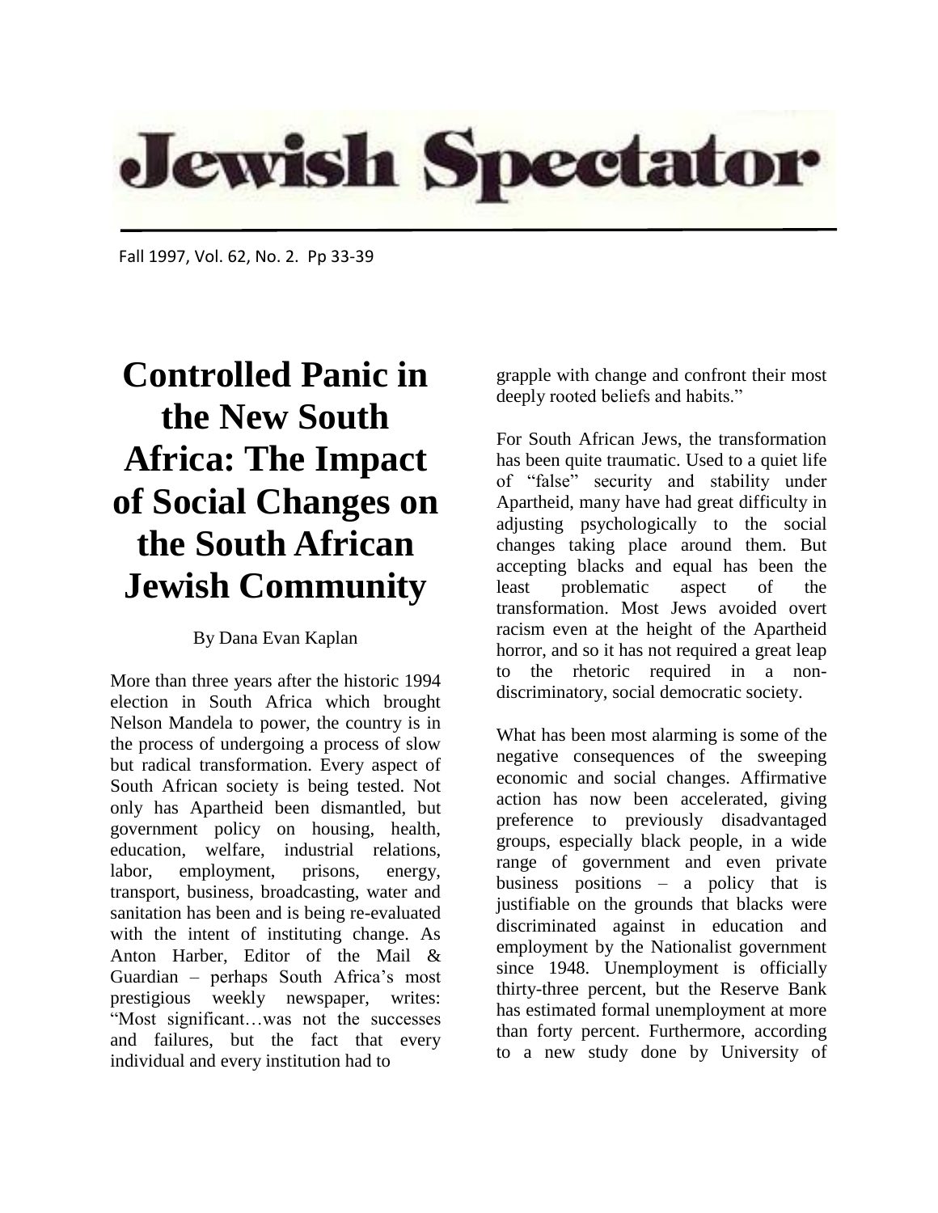Jewish Spectator

Fall 1997, Vol. 62, No. 2. Pp 33-39

# Controlled Panic in the New South Africa: The Impact of Social Changes on the South African Jewish Community

By Dana Evan Kaplan

More than three years after the historic 1994 election in South Africa which brought Nelson Mandela to power, the country is in the process of undergoing a process of slow but radical transformation. Every aspect of South African society is being tested. Not only has Apartheid been dismantled, but government policy on housing, health, education, welfare, industrial relations, labor, employment, prisons, energy, transport, business, broadcasting, water and sanitation has been and is being re-evaluated with the intent of instituting change. As Anton Harber, Editor of the Mail & Guardian – perhaps South Africa's most prestigious weekly newspaper, writes: "Most significant…was not the successes and failures, but the fact that every individual and every institution had to grapple with change and confront their most deeply rooted beliefs and habits."

For South African Jews, the transformation has been quite traumatic. Used to a quiet life of "false" security and stability under Apartheid, many have had great difficulty in adjusting psychologically to the social changes taking place around them. But accepting blacks and equal has been the least problematic aspect of the transformation. Most Jews avoided overt racism even at the height of the Apartheid horror, and so it has not required a great leap to the rhetoric required in a non-discriminatory, social democratic society.

What has been most alarming is some of the negative consequences of the sweeping economic and social changes. Affirmative action has now been accelerated, giving preference to previously disadvantaged groups, especially black people, in a wide range of government and even private business positions – a policy that is justifiable on the grounds that blacks were discriminated against in education and employment by the Nationalist government since 1948. Unemployment is officially thirty-three percent, but the Reserve Bank has estimated formal unemployment at more than forty percent. Furthermore, according to a new study done by University of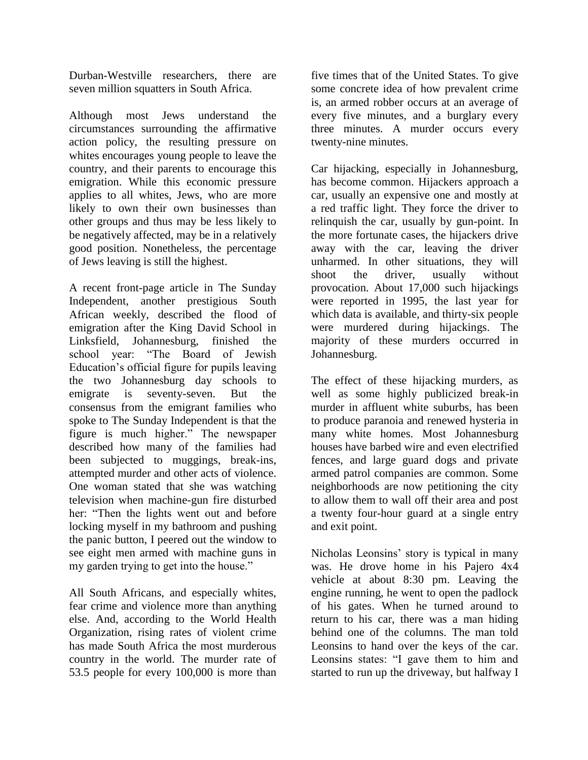Durban-Westville researchers, there are seven million squatters in South Africa.

Although most Jews understand the circumstances surrounding the affirmative action policy, the resulting pressure on whites encourages young people to leave the country, and their parents to encourage this emigration. While this economic pressure applies to all whites, Jews, who are more likely to own their own businesses than other groups and thus may be less likely to be negatively affected, may be in a relatively good position. Nonetheless, the percentage of Jews leaving is still the highest.

A recent front-page article in The Sunday Independent, another prestigious South African weekly, described the flood of emigration after the King David School in Linksfield, Johannesburg, finished the school year: "The Board of Jewish Education's official figure for pupils leaving the two Johannesburg day schools to emigrate is seventy-seven. But the consensus from the emigrant families who spoke to The Sunday Independent is that the figure is much higher." The newspaper described how many of the families had been subjected to muggings, break-ins, attempted murder and other acts of violence. One woman stated that she was watching television when machine-gun fire disturbed her: "Then the lights went out and before locking myself in my bathroom and pushing the panic button, I peered out the window to see eight men armed with machine guns in my garden trying to get into the house."

All South Africans, and especially whites, fear crime and violence more than anything else. And, according to the World Health Organization, rising rates of violent crime has made South Africa the most murderous country in the world. The murder rate of 53.5 people for every 100,000 is more than five times that of the United States. To give some concrete idea of how prevalent crime is, an armed robber occurs at an average of every five minutes, and a burglary every three minutes. A murder occurs every twenty-nine minutes.

Car hijacking, especially in Johannesburg, has become common. Hijackers approach a car, usually an expensive one and mostly at a red traffic light. They force the driver to relinquish the car, usually by gun-point. In the more fortunate cases, the hijackers drive away with the car, leaving the driver unharmed. In other situations, they will shoot the driver, usually without provocation. About 17,000 such hijackings were reported in 1995, the last year for which data is available, and thirty-six people were murdered during hijackings. The majority of these murders occurred in Johannesburg.

The effect of these hijacking murders, as well as some highly publicized break-in murder in affluent white suburbs, has been to produce paranoia and renewed hysteria in many white homes. Most Johannesburg houses have barbed wire and even electrified fences, and large guard dogs and private armed patrol companies are common. Some neighborhoods are now petitioning the city to allow them to wall off their area and post a twenty four-hour guard at a single entry and exit point.

Nicholas Leonsins' story is typical in many was. He drove home in his Pajero 4x4 vehicle at about 8:30 pm. Leaving the engine running, he went to open the padlock of his gates. When he turned around to return to his car, there was a man hiding behind one of the columns. The man told Leonsins to hand over the keys of the car. Leonsins states: "I gave them to him and started to run up the driveway, but halfway I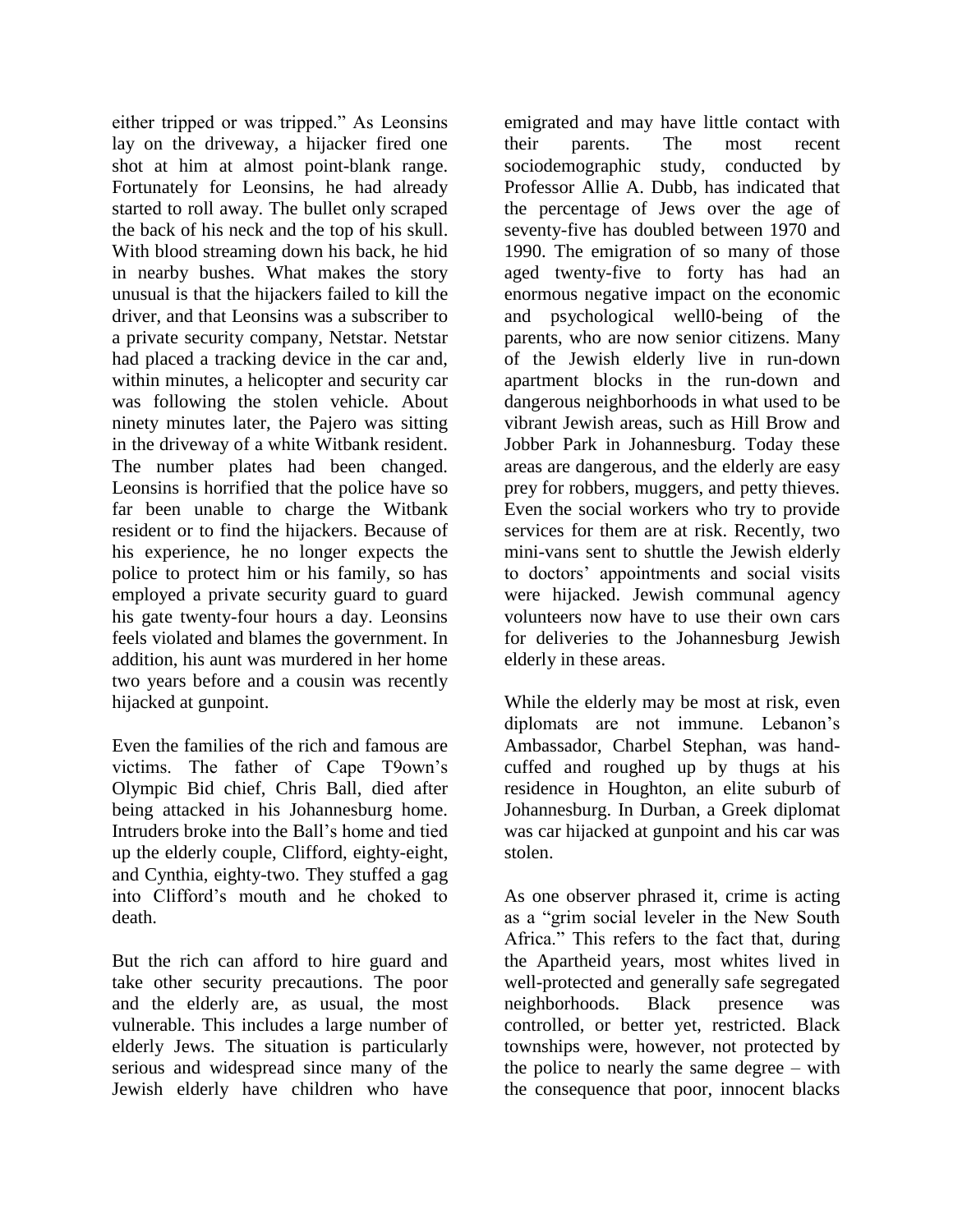either tripped or was tripped." As Leonsins lay on the driveway, a hijacker fired one shot at him at almost point-blank range. Fortunately for Leonsins, he had already started to roll away. The bullet only scraped the back of his neck and the top of his skull. With blood streaming down his back, he hid in nearby bushes. What makes the story unusual is that the hijackers failed to kill the driver, and that Leonsins was a subscriber to a private security company, Netstar. Netstar had placed a tracking device in the car and, within minutes, a helicopter and security car was following the stolen vehicle. About ninety minutes later, the Pajero was sitting in the driveway of a white Witbank resident. The number plates had been changed. Leonsins is horrified that the police have so far been unable to charge the Witbank resident or to find the hijackers. Because of his experience, he no longer expects the police to protect him or his family, so has employed a private security guard to guard his gate twenty-four hours a day. Leonsins feels violated and blames the government. In addition, his aunt was murdered in her home two years before and a cousin was recently hijacked at gunpoint.

Even the families of the rich and famous are victims. The father of Cape T9own's Olympic Bid chief, Chris Ball, died after being attacked in his Johannesburg home. Intruders broke into the Ball's home and tied up the elderly couple, Clifford, eighty-eight, and Cynthia, eighty-two. They stuffed a gag into Clifford's mouth and he choked to death.

But the rich can afford to hire guard and take other security precautions. The poor and the elderly are, as usual, the most vulnerable. This includes a large number of elderly Jews. The situation is particularly serious and widespread since many of the Jewish elderly have children who have emigrated and may have little contact with their parents. The most recent sociodemographic study, conducted by Professor Allie A. Dubb, has indicated that the percentage of Jews over the age of seventy-five has doubled between 1970 and 1990. The emigration of so many of those aged twenty-five to forty has had an enormous negative impact on the economic and psychological well0-being of the parents, who are now senior citizens. Many of the Jewish elderly live in run-down apartment blocks in the run-down and dangerous neighborhoods in what used to be vibrant Jewish areas, such as Hill Brow and Jobber Park in Johannesburg. Today these areas are dangerous, and the elderly are easy prey for robbers, muggers, and petty thieves. Even the social workers who try to provide services for them are at risk. Recently, two mini-vans sent to shuttle the Jewish elderly to doctors' appointments and social visits were hijacked. Jewish communal agency volunteers now have to use their own cars for deliveries to the Johannesburg Jewish elderly in these areas.

While the elderly may be most at risk, even diplomats are not immune. Lebanon's Ambassador, Charbel Stephan, was hand-cuffed and roughed up by thugs at his residence in Houghton, an elite suburb of Johannesburg. In Durban, a Greek diplomat was car hijacked at gunpoint and his car was stolen.

As one observer phrased it, crime is acting as a "grim social leveler in the New South Africa." This refers to the fact that, during the Apartheid years, most whites lived in well-protected and generally safe segregated neighborhoods. Black presence was controlled, or better yet, restricted. Black townships were, however, not protected by the police to nearly the same degree – with the consequence that poor, innocent blacks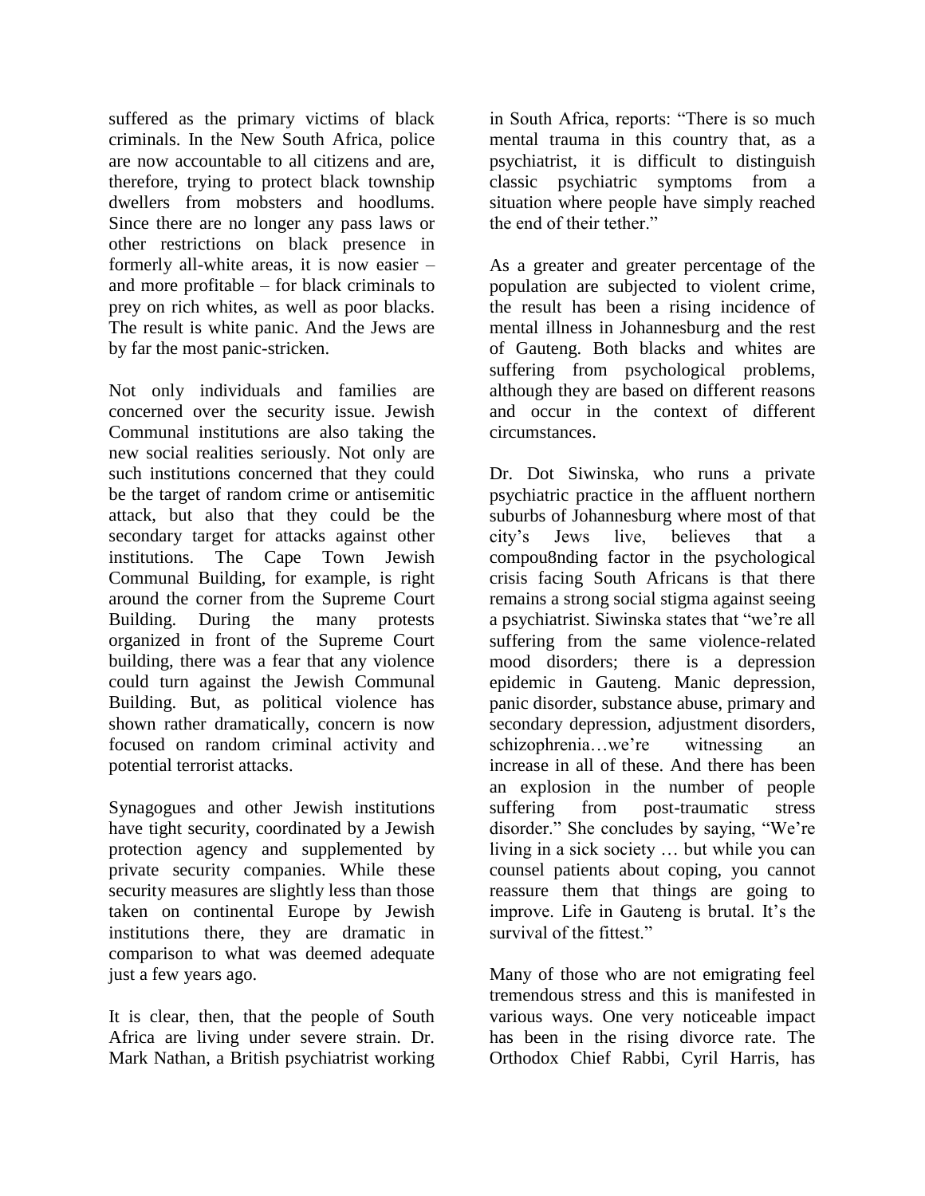suffered as the primary victims of black criminals. In the New South Africa, police are now accountable to all citizens and are, therefore, trying to protect black township dwellers from mobsters and hoodlums. Since there are no longer any pass laws or other restrictions on black presence in formerly all-white areas, it is now easier – and more profitable – for black criminals to prey on rich whites, as well as poor blacks. The result is white panic. And the Jews are by far the most panic-stricken.

Not only individuals and families are concerned over the security issue. Jewish Communal institutions are also taking the new social realities seriously. Not only are such institutions concerned that they could be the target of random crime or antisemitic attack, but also that they could be the secondary target for attacks against other institutions. The Cape Town Jewish Communal Building, for example, is right around the corner from the Supreme Court Building. During the many protests organized in front of the Supreme Court building, there was a fear that any violence could turn against the Jewish Communal Building. But, as political violence has shown rather dramatically, concern is now focused on random criminal activity and potential terrorist attacks.

Synagogues and other Jewish institutions have tight security, coordinated by a Jewish protection agency and supplemented by private security companies. While these security measures are slightly less than those taken on continental Europe by Jewish institutions there, they are dramatic in comparison to what was deemed adequate just a few years ago.

It is clear, then, that the people of South Africa are living under severe strain. Dr. Mark Nathan, a British psychiatrist working in South Africa, reports: "There is so much mental trauma in this country that, as a psychiatrist, it is difficult to distinguish classic psychiatric symptoms from a situation where people have simply reached the end of their tether."

As a greater and greater percentage of the population are subjected to violent crime, the result has been a rising incidence of mental illness in Johannesburg and the rest of Gauteng. Both blacks and whites are suffering from psychological problems, although they are based on different reasons and occur in the context of different circumstances.

Dr. Dot Siwinska, who runs a private psychiatric practice in the affluent northern suburbs of Johannesburg where most of that city's Jews live, believes that a compou8nding factor in the psychological crisis facing South Africans is that there remains a strong social stigma against seeing a psychiatrist. Siwinska states that "we're all suffering from the same violence-related mood disorders; there is a depression epidemic in Gauteng. Manic depression, panic disorder, substance abuse, primary and secondary depression, adjustment disorders, schizophrenia…we're witnessing an increase in all of these. And there has been an explosion in the number of people suffering from post-traumatic stress disorder." She concludes by saying, "We're living in a sick society … but while you can counsel patients about coping, you cannot reassure them that things are going to improve. Life in Gauteng is brutal. It's the survival of the fittest."

Many of those who are not emigrating feel tremendous stress and this is manifested in various ways. One very noticeable impact has been in the rising divorce rate. The Orthodox Chief Rabbi, Cyril Harris, has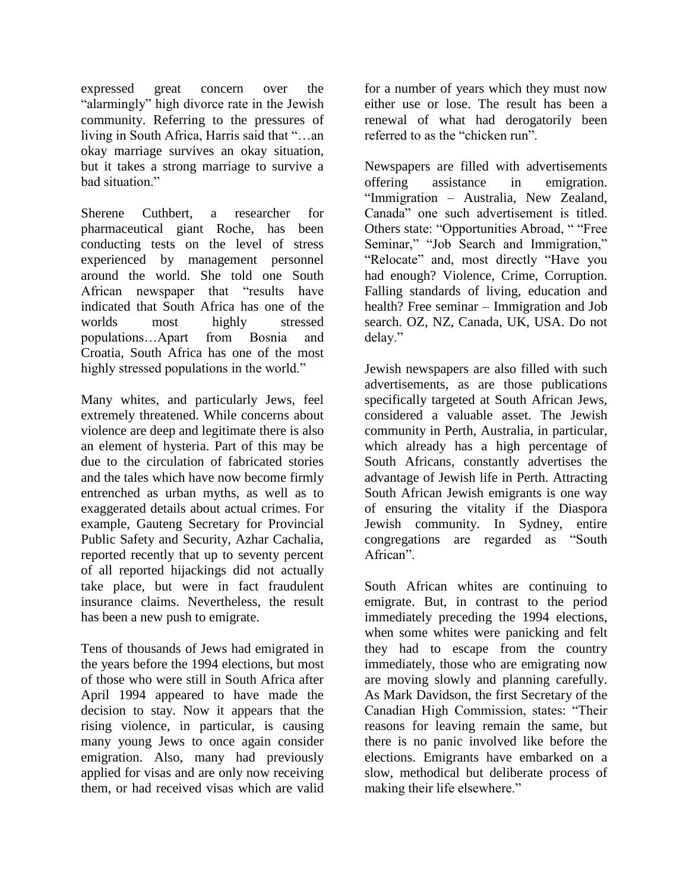expressed great concern over the "alarmingly" high divorce rate in the Jewish community. Referring to the pressures of living in South Africa, Harris said that "…an okay marriage survives an okay situation, but it takes a strong marriage to survive a bad situation."

Sherene Cuthbert, a researcher for pharmaceutical giant Roche, has been conducting tests on the level of stress experienced by management personnel around the world. She told one South African newspaper that "results have indicated that South Africa has one of the worlds most highly stressed populations…Apart from Bosnia and Croatia, South Africa has one of the most highly stressed populations in the world."

Many whites, and particularly Jews, feel extremely threatened. While concerns about violence are deep and legitimate there is also an element of hysteria. Part of this may be due to the circulation of fabricated stories and the tales which have now become firmly entrenched as urban myths, as well as to exaggerated details about actual crimes. For example, Gauteng Secretary for Provincial Public Safety and Security, Azhar Cachalia, reported recently that up to seventy percent of all reported hijackings did not actually take place, but were in fact fraudulent insurance claims. Nevertheless, the result has been a new push to emigrate.

Tens of thousands of Jews had emigrated in the years before the 1994 elections, but most of those who were still in South Africa after April 1994 appeared to have made the decision to stay. Now it appears that the rising violence, in particular, is causing many young Jews to once again consider emigration. Also, many had previously applied for visas and are only now receiving them, or had received visas which are valid for a number of years which they must now either use or lose. The result has been a renewal of what had derogatorily been referred to as the "chicken run".

Newspapers are filled with advertisements offering assistance in emigration. "Immigration – Australia, New Zealand, Canada" one such advertisement is titled. Others state: "Opportunities Abroad, " "Free Seminar," "Job Search and Immigration," "Relocate" and, most directly "Have you had enough? Violence, Crime, Corruption. Falling standards of living, education and health? Free seminar – Immigration and Job search. OZ, NZ, Canada, UK, USA. Do not delay."

Jewish newspapers are also filled with such advertisements, as are those publications specifically targeted at South African Jews, considered a valuable asset. The Jewish community in Perth, Australia, in particular, which already has a high percentage of South Africans, constantly advertises the advantage of Jewish life in Perth. Attracting South African Jewish emigrants is one way of ensuring the vitality if the Diaspora Jewish community. In Sydney, entire congregations are regarded as "South African".

South African whites are continuing to emigrate. But, in contrast to the period immediately preceding the 1994 elections, when some whites were panicking and felt they had to escape from the country immediately, those who are emigrating now are moving slowly and planning carefully. As Mark Davidson, the first Secretary of the Canadian High Commission, states: "Their reasons for leaving remain the same, but there is no panic involved like before the elections. Emigrants have embarked on a slow, methodical but deliberate process of making their life elsewhere."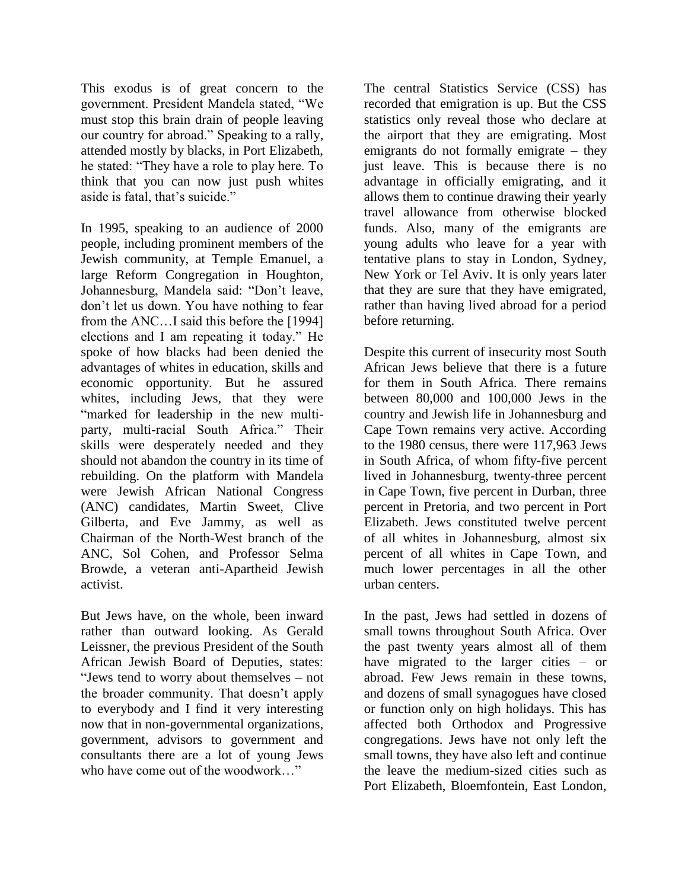This exodus is of great concern to the government. President Mandela stated, "We must stop this brain drain of people leaving our country for abroad." Speaking to a rally, attended mostly by blacks, in Port Elizabeth, he stated: "They have a role to play here. To think that you can now just push whites aside is fatal, that's suicide."

In 1995, speaking to an audience of 2000 people, including prominent members of the Jewish community, at Temple Emanuel, a large Reform Congregation in Houghton, Johannesburg, Mandela said: "Don't leave, don't let us down. You have nothing to fear from the ANC…I said this before the [1994] elections and I am repeating it today." He spoke of how blacks had been denied the advantages of whites in education, skills and economic opportunity. But he assured whites, including Jews, that they were "marked for leadership in the new multi-party, multi-racial South Africa." Their skills were desperately needed and they should not abandon the country in its time of rebuilding. On the platform with Mandela were Jewish African National Congress (ANC) candidates, Martin Sweet, Clive Gilberta, and Eve Jammy, as well as Chairman of the North-West branch of the ANC, Sol Cohen, and Professor Selma Browde, a veteran anti-Apartheid Jewish activist.

But Jews have, on the whole, been inward rather than outward looking. As Gerald Leissner, the previous President of the South African Jewish Board of Deputies, states: "Jews tend to worry about themselves – not the broader community. That doesn't apply to everybody and I find it very interesting now that in non-governmental organizations, government, advisors to government and consultants there are a lot of young Jews who have come out of the woodwork…"

The central Statistics Service (CSS) has recorded that emigration is up. But the CSS statistics only reveal those who declare at the airport that they are emigrating. Most emigrants do not formally emigrate – they just leave. This is because there is no advantage in officially emigrating, and it allows them to continue drawing their yearly travel allowance from otherwise blocked funds. Also, many of the emigrants are young adults who leave for a year with tentative plans to stay in London, Sydney, New York or Tel Aviv. It is only years later that they are sure that they have emigrated, rather than having lived abroad for a period before returning.

Despite this current of insecurity most South African Jews believe that there is a future for them in South Africa. There remains between 80,000 and 100,000 Jews in the country and Jewish life in Johannesburg and Cape Town remains very active. According to the 1980 census, there were 117,963 Jews in South Africa, of whom fifty-five percent lived in Johannesburg, twenty-three percent in Cape Town, five percent in Durban, three percent in Pretoria, and two percent in Port Elizabeth. Jews constituted twelve percent of all whites in Johannesburg, almost six percent of all whites in Cape Town, and much lower percentages in all the other urban centers.

In the past, Jews had settled in dozens of small towns throughout South Africa. Over the past twenty years almost all of them have migrated to the larger cities – or abroad. Few Jews remain in these towns, and dozens of small synagogues have closed or function only on high holidays. This has affected both Orthodox and Progressive congregations. Jews have not only left the small towns, they have also left and continue the leave the medium-sized cities such as Port Elizabeth, Bloemfontein, East London,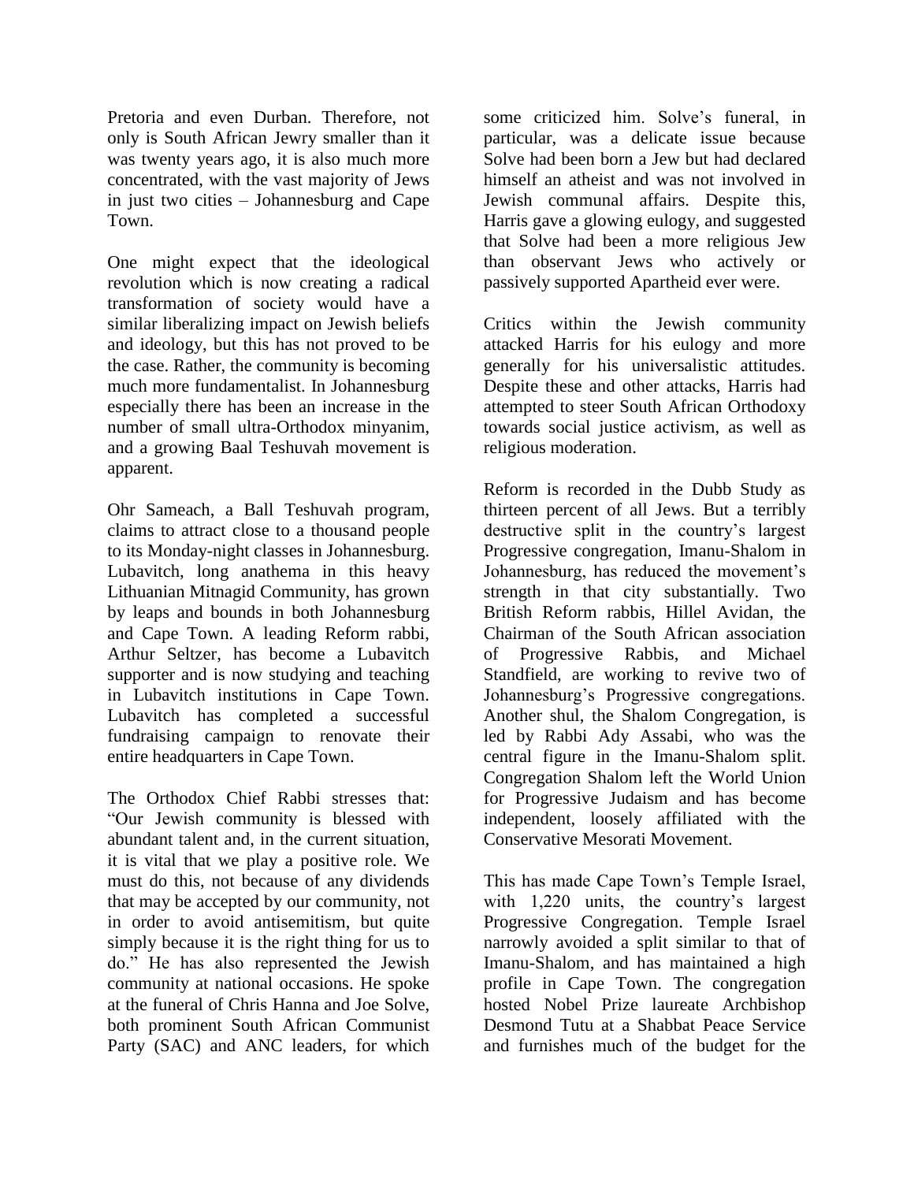Pretoria and even Durban. Therefore, not only is South African Jewry smaller than it was twenty years ago, it is also much more concentrated, with the vast majority of Jews in just two cities – Johannesburg and Cape Town.

One might expect that the ideological revolution which is now creating a radical transformation of society would have a similar liberalizing impact on Jewish beliefs and ideology, but this has not proved to be the case. Rather, the community is becoming much more fundamentalist. In Johannesburg especially there has been an increase in the number of small ultra-Orthodox minyanim, and a growing Baal Teshuvah movement is apparent.

Ohr Sameach, a Ball Teshuvah program, claims to attract close to a thousand people to its Monday-night classes in Johannesburg. Lubavitch, long anathema in this heavy Lithuanian Mitnagid Community, has grown by leaps and bounds in both Johannesburg and Cape Town. A leading Reform rabbi, Arthur Seltzer, has become a Lubavitch supporter and is now studying and teaching in Lubavitch institutions in Cape Town. Lubavitch has completed a successful fundraising campaign to renovate their entire headquarters in Cape Town.

The Orthodox Chief Rabbi stresses that: "Our Jewish community is blessed with abundant talent and, in the current situation, it is vital that we play a positive role. We must do this, not because of any dividends that may be accepted by our community, not in order to avoid antisemitism, but quite simply because it is the right thing for us to do." He has also represented the Jewish community at national occasions. He spoke at the funeral of Chris Hanna and Joe Solve, both prominent South African Communist Party (SAC) and ANC leaders, for which some criticized him. Solve's funeral, in particular, was a delicate issue because Solve had been born a Jew but had declared himself an atheist and was not involved in Jewish communal affairs. Despite this, Harris gave a glowing eulogy, and suggested that Solve had been a more religious Jew than observant Jews who actively or passively supported Apartheid ever were.

Critics within the Jewish community attacked Harris for his eulogy and more generally for his universalistic attitudes. Despite these and other attacks, Harris had attempted to steer South African Orthodoxy towards social justice activism, as well as religious moderation.

Reform is recorded in the Dubb Study as thirteen percent of all Jews. But a terribly destructive split in the country's largest Progressive congregation, Imanu-Shalom in Johannesburg, has reduced the movement's strength in that city substantially. Two British Reform rabbis, Hillel Avidan, the Chairman of the South African association of Progressive Rabbis, and Michael Standfield, are working to revive two of Johannesburg's Progressive congregations. Another shul, the Shalom Congregation, is led by Rabbi Ady Assabi, who was the central figure in the Imanu-Shalom split. Congregation Shalom left the World Union for Progressive Judaism and has become independent, loosely affiliated with the Conservative Mesorati Movement.

This has made Cape Town's Temple Israel, with 1,220 units, the country's largest Progressive Congregation. Temple Israel narrowly avoided a split similar to that of Imanu-Shalom, and has maintained a high profile in Cape Town. The congregation hosted Nobel Prize laureate Archbishop Desmond Tutu at a Shabbat Peace Service and furnishes much of the budget for the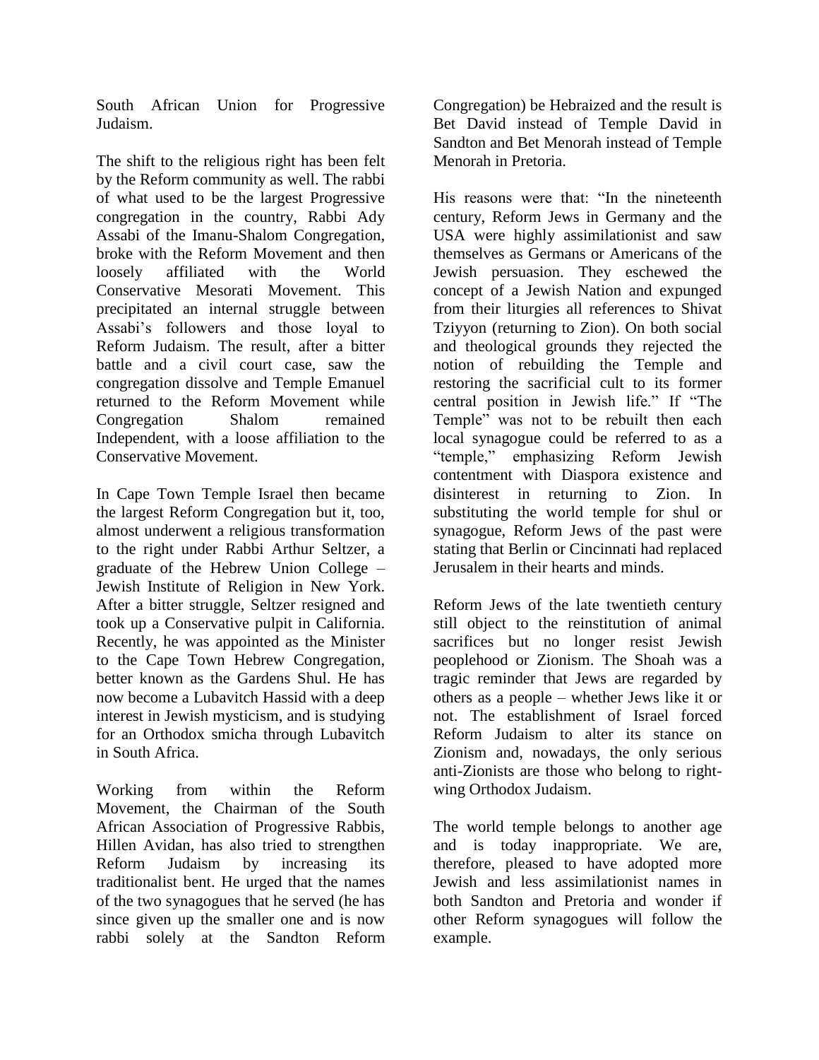South African Union for Progressive Judaism.

The shift to the religious right has been felt by the Reform community as well. The rabbi of what used to be the largest Progressive congregation in the country, Rabbi Ady Assabi of the Imanu-Shalom Congregation, broke with the Reform Movement and then loosely affiliated with the World Conservative Mesorati Movement. This precipitated an internal struggle between Assabi's followers and those loyal to Reform Judaism. The result, after a bitter battle and a civil court case, saw the congregation dissolve and Temple Emanuel returned to the Reform Movement while Congregation Shalom remained Independent, with a loose affiliation to the Conservative Movement.

In Cape Town Temple Israel then became the largest Reform Congregation but it, too, almost underwent a religious transformation to the right under Rabbi Arthur Seltzer, a graduate of the Hebrew Union College – Jewish Institute of Religion in New York. After a bitter struggle, Seltzer resigned and took up a Conservative pulpit in California. Recently, he was appointed as the Minister to the Cape Town Hebrew Congregation, better known as the Gardens Shul. He has now become a Lubavitch Hassid with a deep interest in Jewish mysticism, and is studying for an Orthodox smicha through Lubavitch in South Africa.

Working from within the Reform Movement, the Chairman of the South African Association of Progressive Rabbis, Hillen Avidan, has also tried to strengthen Reform Judaism by increasing its traditionalist bent. He urged that the names of the two synagogues that he served (he has since given up the smaller one and is now rabbi solely at the Sandton Reform Congregation) be Hebraized and the result is Bet David instead of Temple David in Sandton and Bet Menorah instead of Temple Menorah in Pretoria.

His reasons were that: "In the nineteenth century, Reform Jews in Germany and the USA were highly assimilationist and saw themselves as Germans or Americans of the Jewish persuasion. They eschewed the concept of a Jewish Nation and expunged from their liturgies all references to Shivat Tziyyon (returning to Zion). On both social and theological grounds they rejected the notion of rebuilding the Temple and restoring the sacrificial cult to its former central position in Jewish life." If "The Temple" was not to be rebuilt then each local synagogue could be referred to as a "temple," emphasizing Reform Jewish contentment with Diaspora existence and disinterest in returning to Zion. In substituting the world temple for shul or synagogue, Reform Jews of the past were stating that Berlin or Cincinnati had replaced Jerusalem in their hearts and minds.

Reform Jews of the late twentieth century still object to the reinstitution of animal sacrifices but no longer resist Jewish peoplehood or Zionism. The Shoah was a tragic reminder that Jews are regarded by others as a people – whether Jews like it or not. The establishment of Israel forced Reform Judaism to alter its stance on Zionism and, nowadays, the only serious anti-Zionists are those who belong to right-wing Orthodox Judaism.

The world temple belongs to another age and is today inappropriate. We are, therefore, pleased to have adopted more Jewish and less assimilationist names in both Sandton and Pretoria and wonder if other Reform synagogues will follow the example.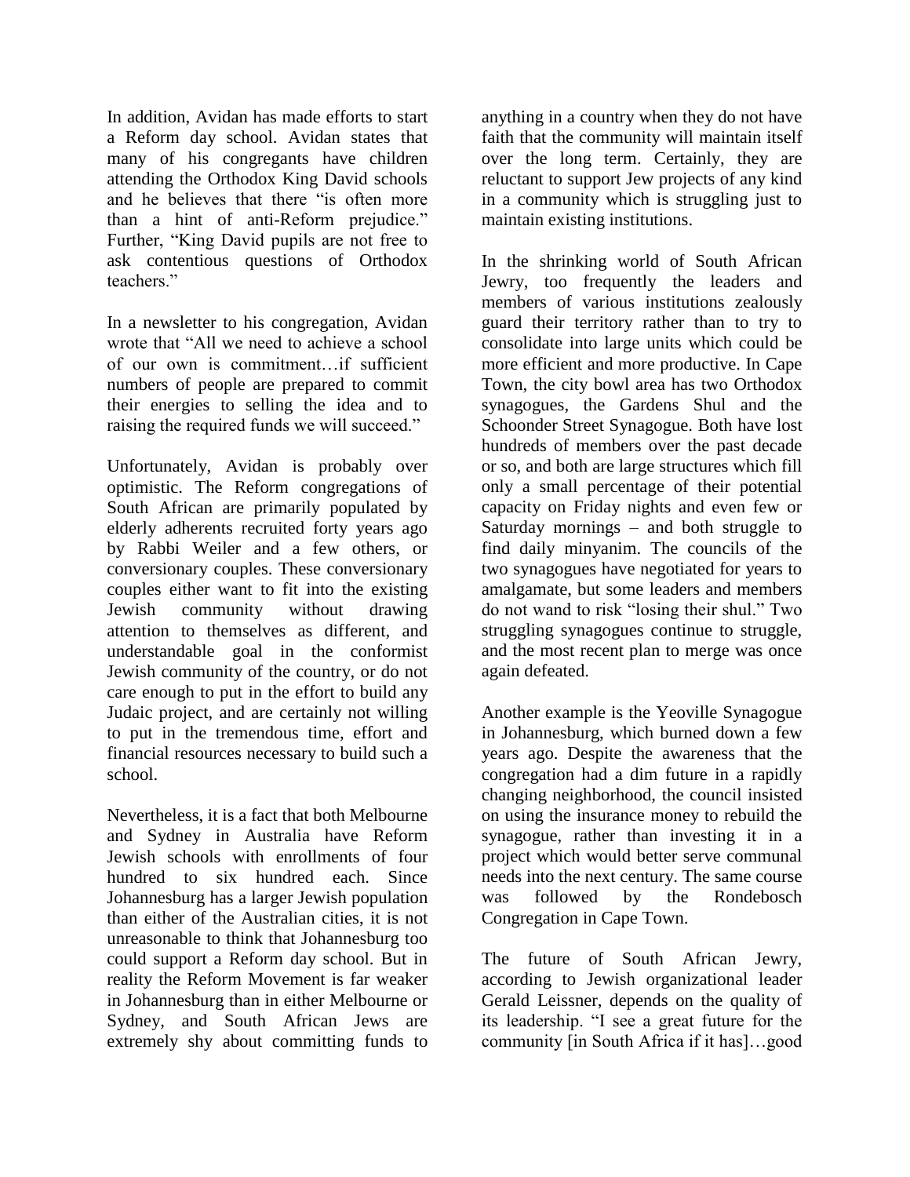In addition, Avidan has made efforts to start a Reform day school. Avidan states that many of his congregants have children attending the Orthodox King David schools and he believes that there "is often more than a hint of anti-Reform prejudice." Further, "King David pupils are not free to ask contentious questions of Orthodox teachers."

In a newsletter to his congregation, Avidan wrote that "All we need to achieve a school of our own is commitment…if sufficient numbers of people are prepared to commit their energies to selling the idea and to raising the required funds we will succeed."

Unfortunately, Avidan is probably over optimistic. The Reform congregations of South African are primarily populated by elderly adherents recruited forty years ago by Rabbi Weiler and a few others, or conversionary couples. These conversionary couples either want to fit into the existing Jewish community without drawing attention to themselves as different, and understandable goal in the conformist Jewish community of the country, or do not care enough to put in the effort to build any Judaic project, and are certainly not willing to put in the tremendous time, effort and financial resources necessary to build such a school.

Nevertheless, it is a fact that both Melbourne and Sydney in Australia have Reform Jewish schools with enrollments of four hundred to six hundred each. Since Johannesburg has a larger Jewish population than either of the Australian cities, it is not unreasonable to think that Johannesburg too could support a Reform day school. But in reality the Reform Movement is far weaker in Johannesburg than in either Melbourne or Sydney, and South African Jews are extremely shy about committing funds to anything in a country when they do not have faith that the community will maintain itself over the long term. Certainly, they are reluctant to support Jew projects of any kind in a community which is struggling just to maintain existing institutions.

In the shrinking world of South African Jewry, too frequently the leaders and members of various institutions zealously guard their territory rather than to try to consolidate into large units which could be more efficient and more productive. In Cape Town, the city bowl area has two Orthodox synagogues, the Gardens Shul and the Schoonder Street Synagogue. Both have lost hundreds of members over the past decade or so, and both are large structures which fill only a small percentage of their potential capacity on Friday nights and even few or Saturday mornings – and both struggle to find daily minyanim. The councils of the two synagogues have negotiated for years to amalgamate, but some leaders and members do not wand to risk "losing their shul." Two struggling synagogues continue to struggle, and the most recent plan to merge was once again defeated.

Another example is the Yeoville Synagogue in Johannesburg, which burned down a few years ago. Despite the awareness that the congregation had a dim future in a rapidly changing neighborhood, the council insisted on using the insurance money to rebuild the synagogue, rather than investing it in a project which would better serve communal needs into the next century. The same course was followed by the Rondebosch Congregation in Cape Town.

The future of South African Jewry, according to Jewish organizational leader Gerald Leissner, depends on the quality of its leadership. "I see a great future for the community [in South Africa if it has]…good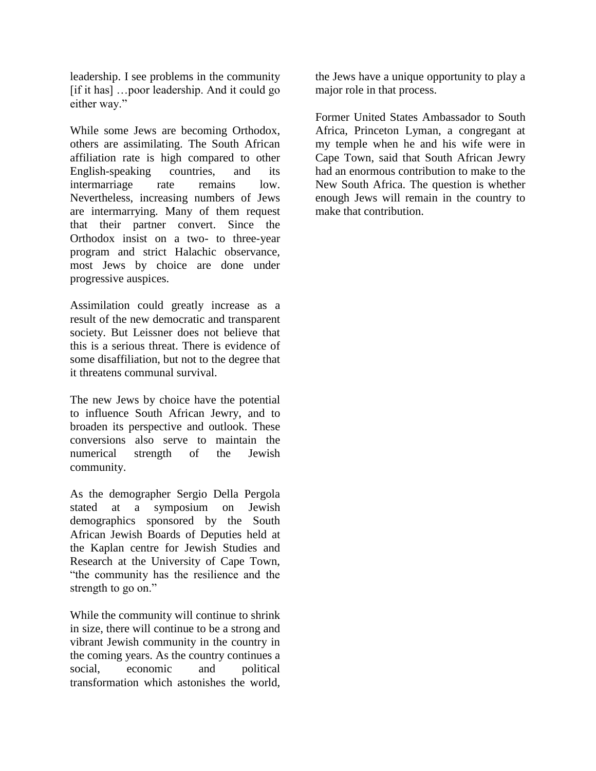leadership. I see problems in the community [if it has] …poor leadership. And it could go either way."

While some Jews are becoming Orthodox, others are assimilating. The South African affiliation rate is high compared to other English-speaking countries, and its intermarriage rate remains low. Nevertheless, increasing numbers of Jews are intermarrying. Many of them request that their partner convert. Since the Orthodox insist on a two- to three-year program and strict Halachic observance, most Jews by choice are done under progressive auspices.

Assimilation could greatly increase as a result of the new democratic and transparent society. But Leissner does not believe that this is a serious threat. There is evidence of some disaffiliation, but not to the degree that it threatens communal survival.

The new Jews by choice have the potential to influence South African Jewry, and to broaden its perspective and outlook. These conversions also serve to maintain the numerical strength of the Jewish community.

As the demographer Sergio Della Pergola stated at a symposium on Jewish demographics sponsored by the South African Jewish Boards of Deputies held at the Kaplan centre for Jewish Studies and Research at the University of Cape Town, "the community has the resilience and the strength to go on."

While the community will continue to shrink in size, there will continue to be a strong and vibrant Jewish community in the country in the coming years. As the country continues a social, economic and political transformation which astonishes the world, the Jews have a unique opportunity to play a major role in that process.

Former United States Ambassador to South Africa, Princeton Lyman, a congregant at my temple when he and his wife were in Cape Town, said that South African Jewry had an enormous contribution to make to the New South Africa. The question is whether enough Jews will remain in the country to make that contribution.